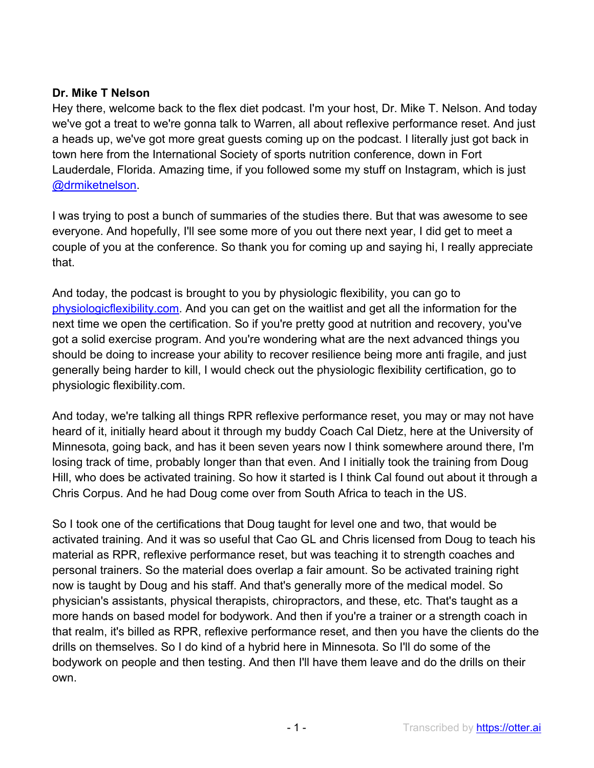**Dr. Mike T Nelson**

Hey there, welcome back to the flex diet podcast. I'm your host, Dr. Mike T. Nelson. And today we've got a treat to we're gonna talk to Warren, all about reflexive performance reset. And just a heads up, we've got more great guests coming up on the podcast. I literally just got back in town here from the International Society of sports nutrition conference, down in Fort Lauderdale, Florida. Amazing time, if you followed some my stuff on Instagram, which is just [@drmiketnelson](@drmiketnelson).

I was trying to post a bunch of summaries of the studies there. But that was awesome to see everyone. And hopefully, I'll see some more of you out there next year, I did get to meet a couple of you at the conference. So thank you for coming up and saying hi, I really appreciate that.

And today, the podcast is brought to you by physiologic flexibility, you can go to [physiologicflexibility.com](physiologicflexibility.com). And you can get on the waitlist and get all the information for the next time we open the certification. So if you're pretty good at nutrition and recovery, you've got a solid exercise program. And you're wondering what are the next advanced things you should be doing to increase your ability to recover resilience being more anti fragile, and just generally being harder to kill, I would check out the physiologic flexibility certification, go to physiologic flexibility.com.

And today, we're talking all things RPR reflexive performance reset, you may or may not have heard of it, initially heard about it through my buddy Coach Cal Dietz, here at the University of Minnesota, going back, and has it been seven years now I think somewhere around there, I'm losing track of time, probably longer than that even. And I initially took the training from Doug Hill, who does be activated training. So how it started is I think Cal found out about it through a Chris Corpus. And he had Doug come over from South Africa to teach in the US.

So I took one of the certifications that Doug taught for level one and two, that would be activated training. And it was so useful that Cao GL and Chris licensed from Doug to teach his material as RPR, reflexive performance reset, but was teaching it to strength coaches and personal trainers. So the material does overlap a fair amount. So be activated training right now is taught by Doug and his staff. And that's generally more of the medical model. So physician's assistants, physical therapists, chiropractors, and these, etc. That's taught as a more hands on based model for bodywork. And then if you're a trainer or a strength coach in that realm, it's billed as RPR, reflexive performance reset, and then you have the clients do the drills on themselves. So I do kind of a hybrid here in Minnesota. So I'll do some of the bodywork on people and then testing. And then I'll have them leave and do the drills on their own.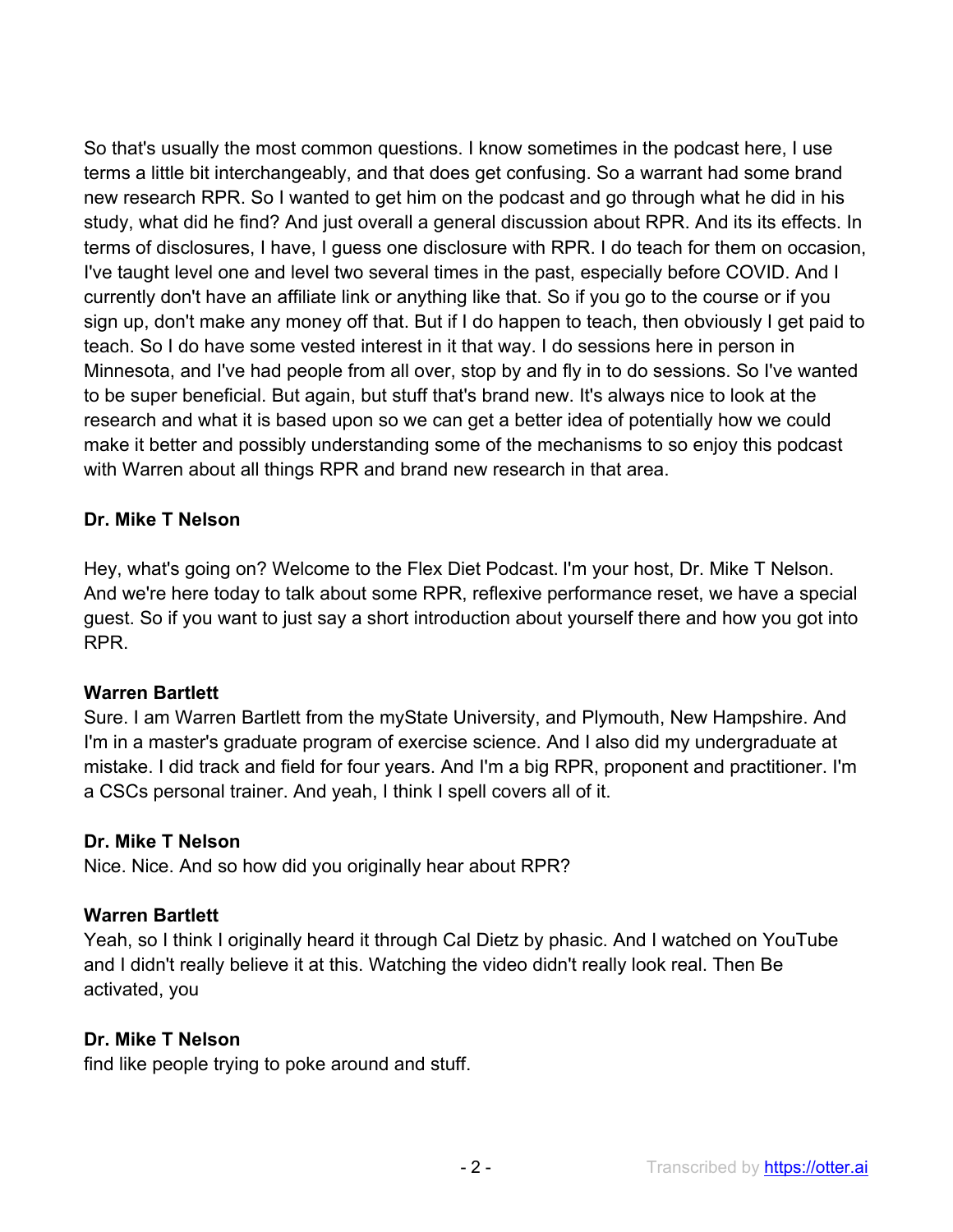So that's usually the most common questions. I know sometimes in the podcast here, I use terms a little bit interchangeably, and that does get confusing. So a warrant had some brand new research RPR. So I wanted to get him on the podcast and go through what he did in his study, what did he find? And just overall a general discussion about RPR. And its its effects. In terms of disclosures, I have, I guess one disclosure with RPR. I do teach for them on occasion, I've taught level one and level two several times in the past, especially before COVID. And I currently don't have an affiliate link or anything like that. So if you go to the course or if you sign up, don't make any money off that. But if I do happen to teach, then obviously I get paid to teach. So I do have some vested interest in it that way. I do sessions here in person in Minnesota, and I've had people from all over, stop by and fly in to do sessions. So I've wanted to be super beneficial. But again, but stuff that's brand new. It's always nice to look at the research and what it is based upon so we can get a better idea of potentially how we could make it better and possibly understanding some of the mechanisms to so enjoy this podcast with Warren about all things RPR and brand new research in that area.

**Dr. Mike T Nelson**

Hey, what's going on? Welcome to the Flex Diet Podcast. I'm your host, Dr. Mike T Nelson. And we're here today to talk about some RPR, reflexive performance reset, we have a special guest. So if you want to just say a short introduction about yourself there and how you got into RPR.

**Warren Bartlett**

Sure. I am Warren Bartlett from the myState University, and Plymouth, New Hampshire. And I'm in a master's graduate program of exercise science. And I also did my undergraduate at mistake. I did track and field for four years. And I'm a big RPR, proponent and practitioner. I'm a CSCs personal trainer. And yeah, I think I spell covers all of it.

**Dr. Mike T Nelson**

Nice. Nice. And so how did you originally hear about RPR?

**Warren Bartlett**

Yeah, so I think I originally heard it through Cal Dietz by phasic. And I watched on YouTube and I didn't really believe it at this. Watching the video didn't really look real. Then Be activated, you

**Dr. Mike T Nelson**

find like people trying to poke around and stuff.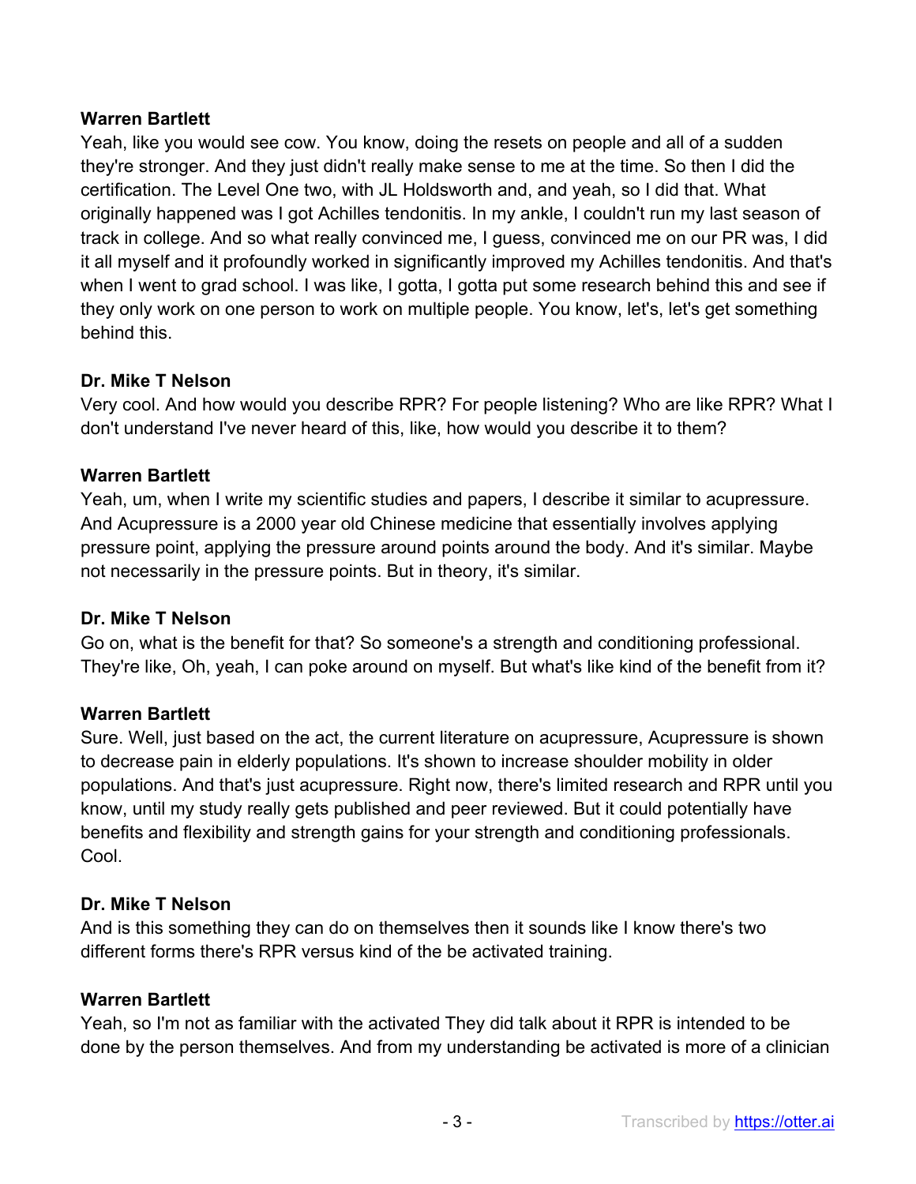**Warren Bartlett**
Yeah, like you would see cow. You know, doing the resets on people and all of a sudden they're stronger. And they just didn't really make sense to me at the time. So then I did the certification. The Level One two, with JL Holdsworth and, and yeah, so I did that. What originally happened was I got Achilles tendonitis. In my ankle, I couldn't run my last season of track in college. And so what really convinced me, I guess, convinced me on our PR was, I did it all myself and it profoundly worked in significantly improved my Achilles tendonitis. And that's when I went to grad school. I was like, I gotta, I gotta put some research behind this and see if they only work on one person to work on multiple people. You know, let's, let's get something behind this.

**Dr. Mike T Nelson**
Very cool. And how would you describe RPR? For people listening? Who are like RPR? What I don't understand I've never heard of this, like, how would you describe it to them?

**Warren Bartlett**
Yeah, um, when I write my scientific studies and papers, I describe it similar to acupressure. And Acupressure is a 2000 year old Chinese medicine that essentially involves applying pressure point, applying the pressure around points around the body. And it's similar. Maybe not necessarily in the pressure points. But in theory, it's similar.

**Dr. Mike T Nelson**
Go on, what is the benefit for that? So someone's a strength and conditioning professional. They're like, Oh, yeah, I can poke around on myself. But what's like kind of the benefit from it?

**Warren Bartlett**
Sure. Well, just based on the act, the current literature on acupressure, Acupressure is shown to decrease pain in elderly populations. It's shown to increase shoulder mobility in older populations. And that's just acupressure. Right now, there's limited research and RPR until you know, until my study really gets published and peer reviewed. But it could potentially have benefits and flexibility and strength gains for your strength and conditioning professionals. Cool.

**Dr. Mike T Nelson**
And is this something they can do on themselves then it sounds like I know there's two different forms there's RPR versus kind of the be activated training.

**Warren Bartlett**
Yeah, so I'm not as familiar with the activated They did talk about it RPR is intended to be done by the person themselves. And from my understanding be activated is more of a clinician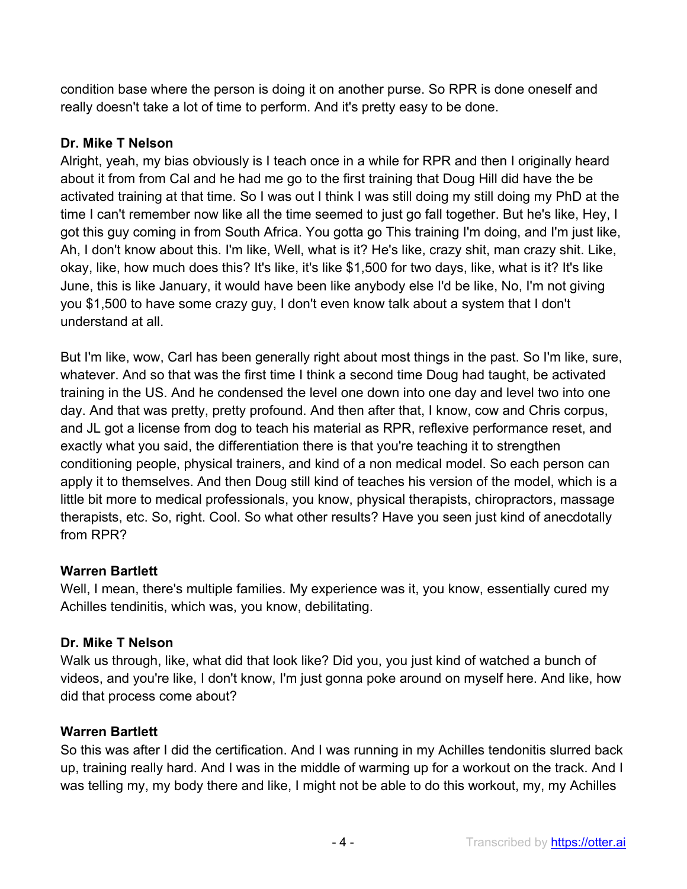condition base where the person is doing it on another purse. So RPR is done oneself and really doesn't take a lot of time to perform. And it's pretty easy to be done.

**Dr. Mike T Nelson**
Alright, yeah, my bias obviously is I teach once in a while for RPR and then I originally heard about it from from Cal and he had me go to the first training that Doug Hill did have the be activated training at that time. So I was out I think I was still doing my still doing my PhD at the time I can't remember now like all the time seemed to just go fall together. But he's like, Hey, I got this guy coming in from South Africa. You gotta go This training I'm doing, and I'm just like, Ah, I don't know about this. I'm like, Well, what is it? He's like, crazy shit, man crazy shit. Like, okay, like, how much does this? It's like, it's like $1,500 for two days, like, what is it? It's like June, this is like January, it would have been like anybody else I'd be like, No, I'm not giving you $1,500 to have some crazy guy, I don't even know talk about a system that I don't understand at all.

But I'm like, wow, Carl has been generally right about most things in the past. So I'm like, sure, whatever. And so that was the first time I think a second time Doug had taught, be activated training in the US. And he condensed the level one down into one day and level two into one day. And that was pretty, pretty profound. And then after that, I know, cow and Chris corpus, and JL got a license from dog to teach his material as RPR, reflexive performance reset, and exactly what you said, the differentiation there is that you're teaching it to strengthen conditioning people, physical trainers, and kind of a non medical model. So each person can apply it to themselves. And then Doug still kind of teaches his version of the model, which is a little bit more to medical professionals, you know, physical therapists, chiropractors, massage therapists, etc. So, right. Cool. So what other results? Have you seen just kind of anecdotally from RPR?

**Warren Bartlett**
Well, I mean, there's multiple families. My experience was it, you know, essentially cured my Achilles tendinitis, which was, you know, debilitating.

**Dr. Mike T Nelson**
Walk us through, like, what did that look like? Did you, you just kind of watched a bunch of videos, and you're like, I don't know, I'm just gonna poke around on myself here. And like, how did that process come about?

**Warren Bartlett**
So this was after I did the certification. And I was running in my Achilles tendonitis slurred back up, training really hard. And I was in the middle of warming up for a workout on the track. And I was telling my, my body there and like, I might not be able to do this workout, my, my Achilles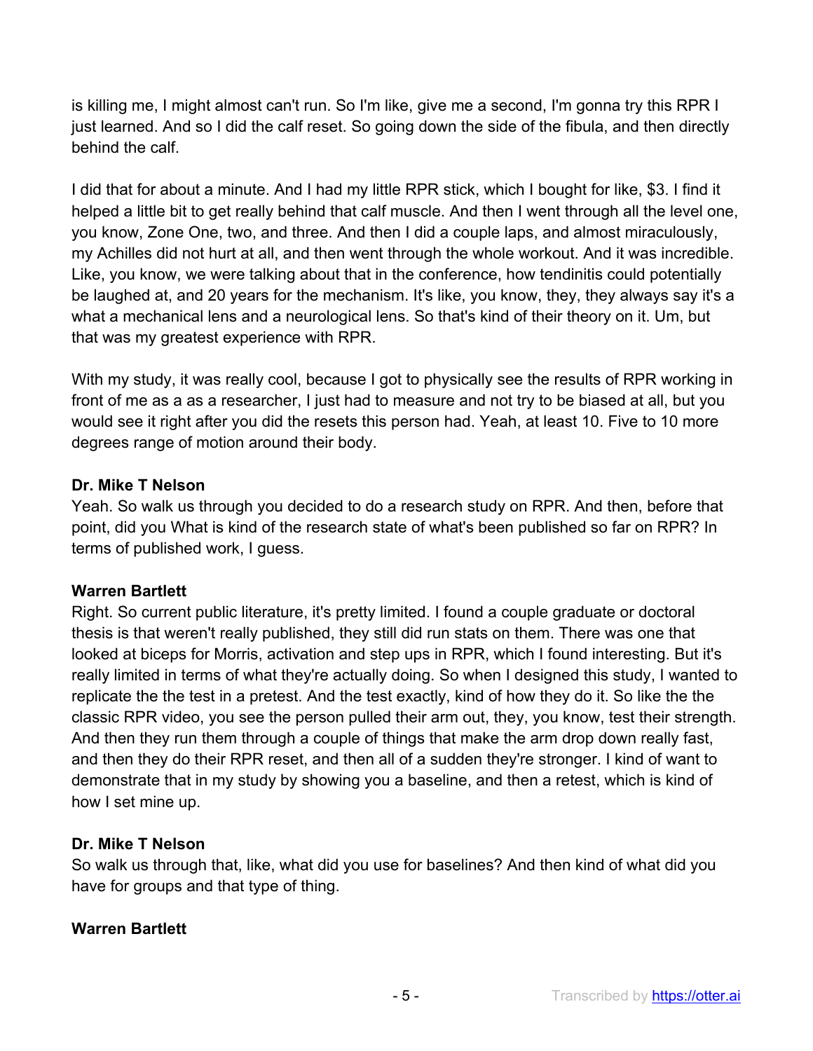is killing me, I might almost can't run. So I'm like, give me a second, I'm gonna try this RPR I just learned. And so I did the calf reset. So going down the side of the fibula, and then directly behind the calf.

I did that for about a minute. And I had my little RPR stick, which I bought for like, $3. I find it helped a little bit to get really behind that calf muscle. And then I went through all the level one, you know, Zone One, two, and three. And then I did a couple laps, and almost miraculously, my Achilles did not hurt at all, and then went through the whole workout. And it was incredible. Like, you know, we were talking about that in the conference, how tendinitis could potentially be laughed at, and 20 years for the mechanism. It's like, you know, they, they always say it's a what a mechanical lens and a neurological lens. So that's kind of their theory on it. Um, but that was my greatest experience with RPR.

With my study, it was really cool, because I got to physically see the results of RPR working in front of me as a as a researcher, I just had to measure and not try to be biased at all, but you would see it right after you did the resets this person had. Yeah, at least 10. Five to 10 more degrees range of motion around their body.

**Dr. Mike T Nelson**
Yeah. So walk us through you decided to do a research study on RPR. And then, before that point, did you What is kind of the research state of what's been published so far on RPR? In terms of published work, I guess.

**Warren Bartlett**
Right. So current public literature, it's pretty limited. I found a couple graduate or doctoral thesis is that weren't really published, they still did run stats on them. There was one that looked at biceps for Morris, activation and step ups in RPR, which I found interesting. But it's really limited in terms of what they're actually doing. So when I designed this study, I wanted to replicate the the test in a pretest. And the test exactly, kind of how they do it. So like the the classic RPR video, you see the person pulled their arm out, they, you know, test their strength. And then they run them through a couple of things that make the arm drop down really fast, and then they do their RPR reset, and then all of a sudden they're stronger. I kind of want to demonstrate that in my study by showing you a baseline, and then a retest, which is kind of how I set mine up.

**Dr. Mike T Nelson**
So walk us through that, like, what did you use for baselines? And then kind of what did you have for groups and that type of thing.

**Warren Bartlett**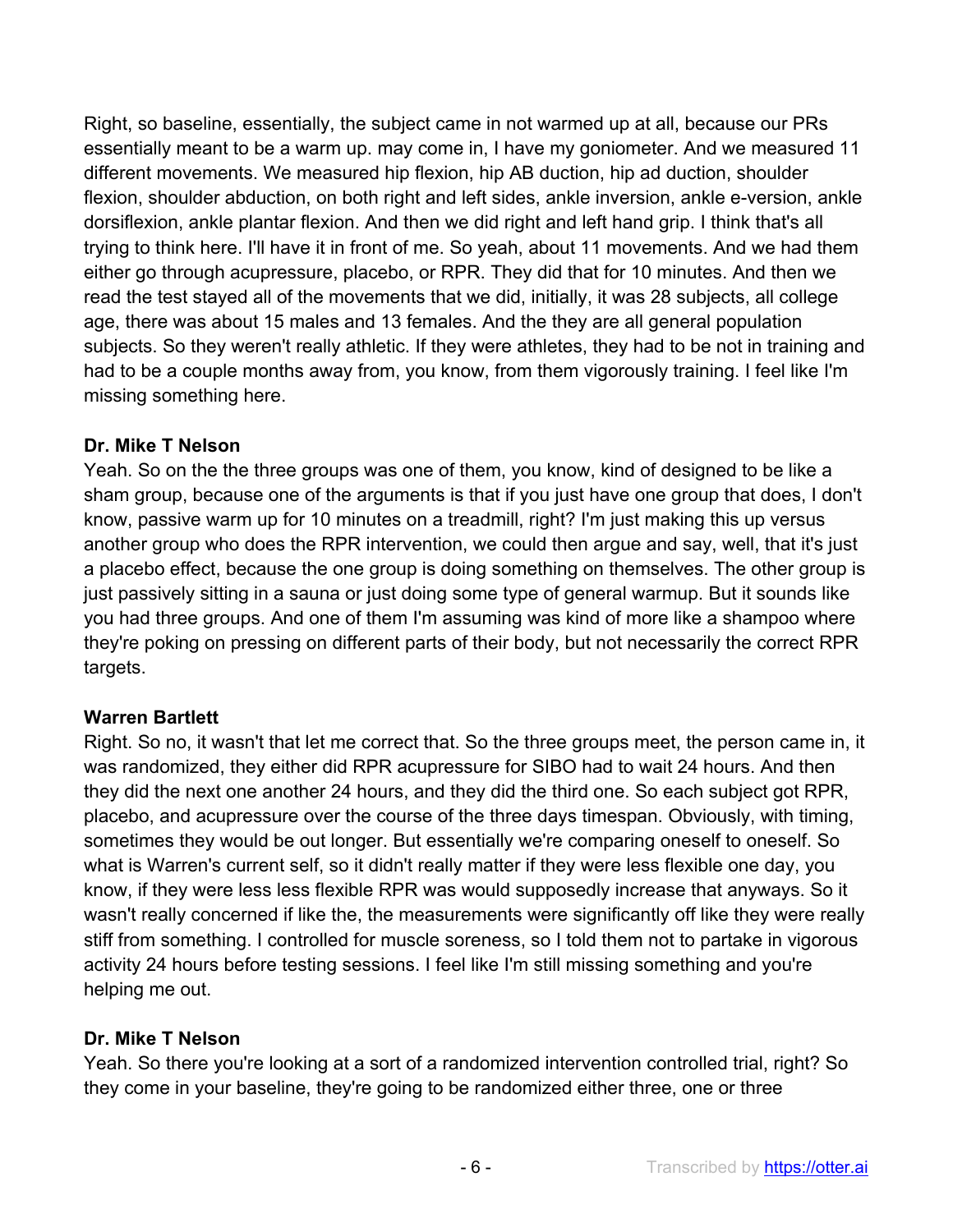Right, so baseline, essentially, the subject came in not warmed up at all, because our PRs essentially meant to be a warm up. may come in, I have my goniometer. And we measured 11 different movements. We measured hip flexion, hip AB duction, hip ad duction, shoulder flexion, shoulder abduction, on both right and left sides, ankle inversion, ankle e-version, ankle dorsiflexion, ankle plantar flexion. And then we did right and left hand grip. I think that's all trying to think here. I'll have it in front of me. So yeah, about 11 movements. And we had them either go through acupressure, placebo, or RPR. They did that for 10 minutes. And then we read the test stayed all of the movements that we did, initially, it was 28 subjects, all college age, there was about 15 males and 13 females. And the they are all general population subjects. So they weren't really athletic. If they were athletes, they had to be not in training and had to be a couple months away from, you know, from them vigorously training. I feel like I'm missing something here.

**Dr. Mike T Nelson**
Yeah. So on the the three groups was one of them, you know, kind of designed to be like a sham group, because one of the arguments is that if you just have one group that does, I don't know, passive warm up for 10 minutes on a treadmill, right? I'm just making this up versus another group who does the RPR intervention, we could then argue and say, well, that it's just a placebo effect, because the one group is doing something on themselves. The other group is just passively sitting in a sauna or just doing some type of general warmup. But it sounds like you had three groups. And one of them I'm assuming was kind of more like a shampoo where they're poking on pressing on different parts of their body, but not necessarily the correct RPR targets.

**Warren Bartlett**
Right. So no, it wasn't that let me correct that. So the three groups meet, the person came in, it was randomized, they either did RPR acupressure for SIBO had to wait 24 hours. And then they did the next one another 24 hours, and they did the third one. So each subject got RPR, placebo, and acupressure over the course of the three days timespan. Obviously, with timing, sometimes they would be out longer. But essentially we're comparing oneself to oneself. So what is Warren's current self, so it didn't really matter if they were less flexible one day, you know, if they were less less flexible RPR was would supposedly increase that anyways. So it wasn't really concerned if like the, the measurements were significantly off like they were really stiff from something. I controlled for muscle soreness, so I told them not to partake in vigorous activity 24 hours before testing sessions. I feel like I'm still missing something and you're helping me out.

**Dr. Mike T Nelson**
Yeah. So there you're looking at a sort of a randomized intervention controlled trial, right? So they come in your baseline, they're going to be randomized either three, one or three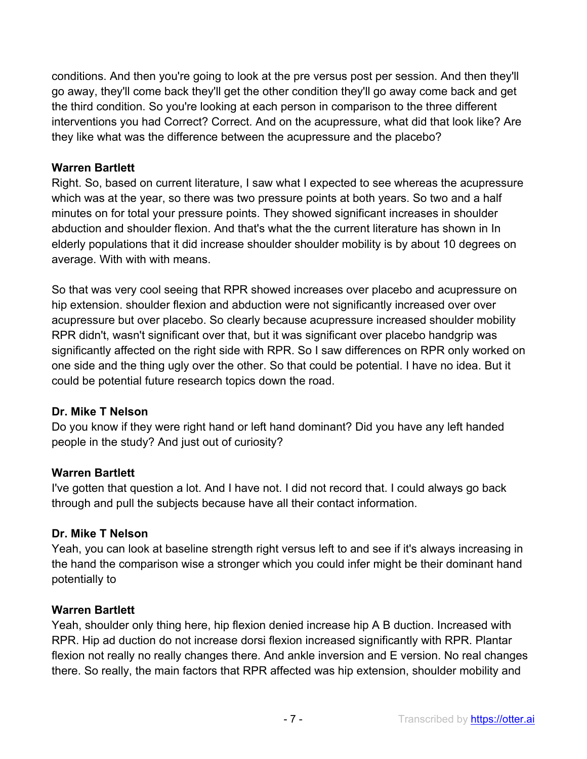conditions. And then you're going to look at the pre versus post per session. And then they'll go away, they'll come back they'll get the other condition they'll go away come back and get the third condition. So you're looking at each person in comparison to the three different interventions you had Correct? Correct. And on the acupressure, what did that look like? Are they like what was the difference between the acupressure and the placebo?

**Warren Bartlett**
Right. So, based on current literature, I saw what I expected to see whereas the acupressure which was at the year, so there was two pressure points at both years. So two and a half minutes on for total your pressure points. They showed significant increases in shoulder abduction and shoulder flexion. And that's what the the current literature has shown in In elderly populations that it did increase shoulder shoulder mobility is by about 10 degrees on average. With with with means.

So that was very cool seeing that RPR showed increases over placebo and acupressure on hip extension. shoulder flexion and abduction were not significantly increased over over acupressure but over placebo. So clearly because acupressure increased shoulder mobility RPR didn't, wasn't significant over that, but it was significant over placebo handgrip was significantly affected on the right side with RPR. So I saw differences on RPR only worked on one side and the thing ugly over the other. So that could be potential. I have no idea. But it could be potential future research topics down the road.

**Dr. Mike T Nelson**
Do you know if they were right hand or left hand dominant? Did you have any left handed people in the study? And just out of curiosity?

**Warren Bartlett**
I've gotten that question a lot. And I have not. I did not record that. I could always go back through and pull the subjects because have all their contact information.

**Dr. Mike T Nelson**
Yeah, you can look at baseline strength right versus left to and see if it's always increasing in the hand the comparison wise a stronger which you could infer might be their dominant hand potentially to

**Warren Bartlett**
Yeah, shoulder only thing here, hip flexion denied increase hip A B duction. Increased with RPR. Hip ad duction do not increase dorsi flexion increased significantly with RPR. Plantar flexion not really no really changes there. And ankle inversion and E version. No real changes there. So really, the main factors that RPR affected was hip extension, shoulder mobility and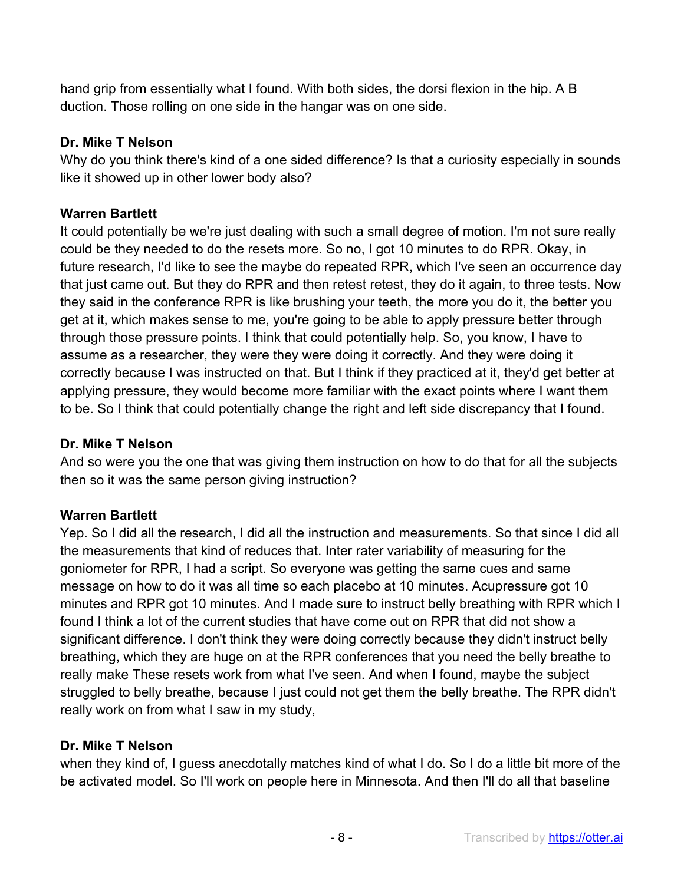hand grip from essentially what I found. With both sides, the dorsi flexion in the hip. A B duction. Those rolling on one side in the hangar was on one side.

**Dr. Mike T Nelson**
Why do you think there's kind of a one sided difference? Is that a curiosity especially in sounds like it showed up in other lower body also?

**Warren Bartlett**
It could potentially be we're just dealing with such a small degree of motion. I'm not sure really could be they needed to do the resets more. So no, I got 10 minutes to do RPR. Okay, in future research, I'd like to see the maybe do repeated RPR, which I've seen an occurrence day that just came out. But they do RPR and then retest retest, they do it again, to three tests. Now they said in the conference RPR is like brushing your teeth, the more you do it, the better you get at it, which makes sense to me, you're going to be able to apply pressure better through through those pressure points. I think that could potentially help. So, you know, I have to assume as a researcher, they were they were doing it correctly. And they were doing it correctly because I was instructed on that. But I think if they practiced at it, they'd get better at applying pressure, they would become more familiar with the exact points where I want them to be. So I think that could potentially change the right and left side discrepancy that I found.

**Dr. Mike T Nelson**
And so were you the one that was giving them instruction on how to do that for all the subjects then so it was the same person giving instruction?

**Warren Bartlett**
Yep. So I did all the research, I did all the instruction and measurements. So that since I did all the measurements that kind of reduces that. Inter rater variability of measuring for the goniometer for RPR, I had a script. So everyone was getting the same cues and same message on how to do it was all time so each placebo at 10 minutes. Acupressure got 10 minutes and RPR got 10 minutes. And I made sure to instruct belly breathing with RPR which I found I think a lot of the current studies that have come out on RPR that did not show a significant difference. I don't think they were doing correctly because they didn't instruct belly breathing, which they are huge on at the RPR conferences that you need the belly breathe to really make These resets work from what I've seen. And when I found, maybe the subject struggled to belly breathe, because I just could not get them the belly breathe. The RPR didn't really work on from what I saw in my study,

**Dr. Mike T Nelson**
when they kind of, I guess anecdotally matches kind of what I do. So I do a little bit more of the be activated model. So I'll work on people here in Minnesota. And then I'll do all that baseline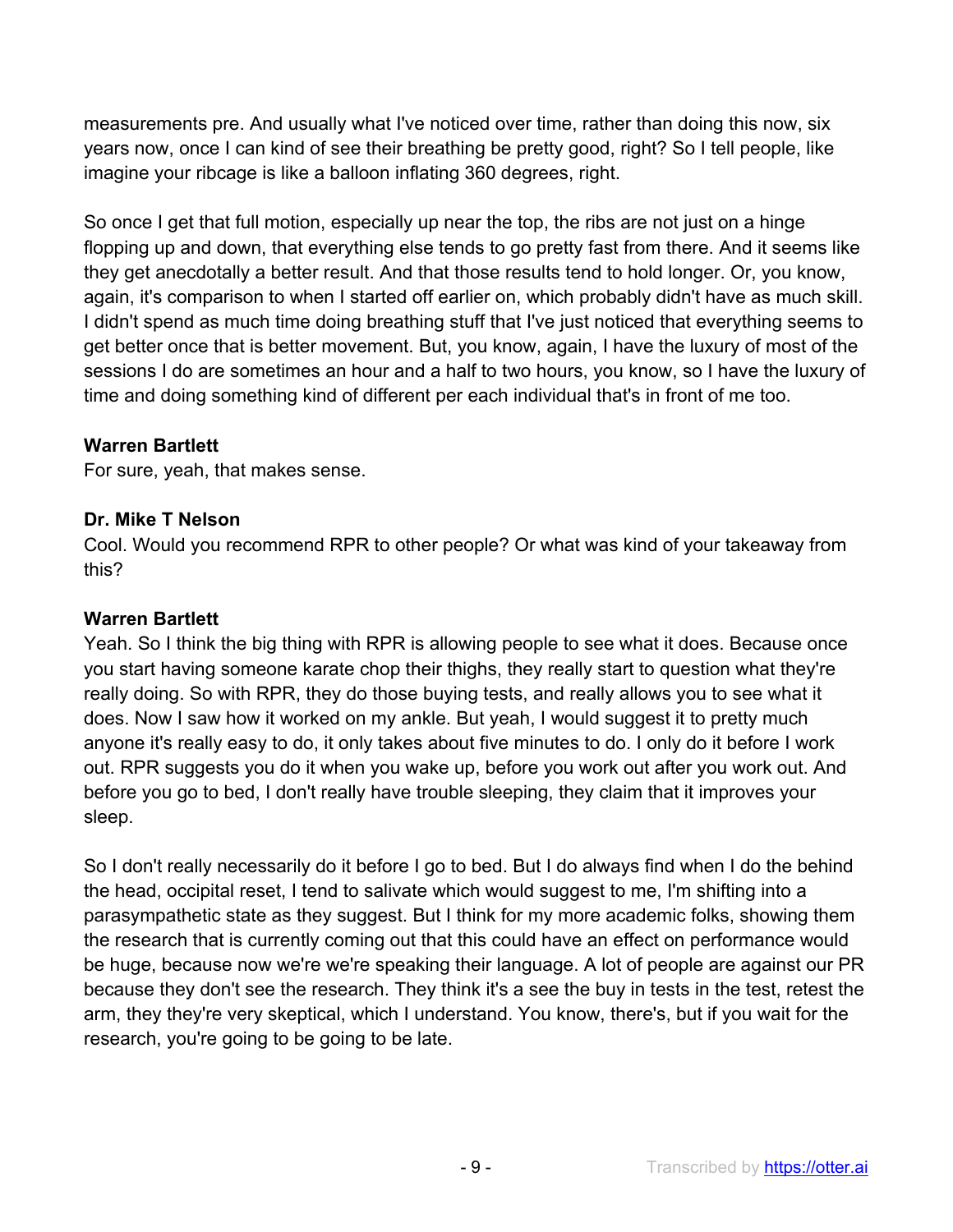measurements pre. And usually what I've noticed over time, rather than doing this now, six years now, once I can kind of see their breathing be pretty good, right? So I tell people, like imagine your ribcage is like a balloon inflating 360 degrees, right.

So once I get that full motion, especially up near the top, the ribs are not just on a hinge flopping up and down, that everything else tends to go pretty fast from there. And it seems like they get anecdotally a better result. And that those results tend to hold longer. Or, you know, again, it's comparison to when I started off earlier on, which probably didn't have as much skill. I didn't spend as much time doing breathing stuff that I've just noticed that everything seems to get better once that is better movement. But, you know, again, I have the luxury of most of the sessions I do are sometimes an hour and a half to two hours, you know, so I have the luxury of time and doing something kind of different per each individual that's in front of me too.

**Warren Bartlett**
For sure, yeah, that makes sense.

**Dr. Mike T Nelson**
Cool. Would you recommend RPR to other people? Or what was kind of your takeaway from this?

**Warren Bartlett**
Yeah. So I think the big thing with RPR is allowing people to see what it does. Because once you start having someone karate chop their thighs, they really start to question what they're really doing. So with RPR, they do those buying tests, and really allows you to see what it does. Now I saw how it worked on my ankle. But yeah, I would suggest it to pretty much anyone it's really easy to do, it only takes about five minutes to do. I only do it before I work out. RPR suggests you do it when you wake up, before you work out after you work out. And before you go to bed, I don't really have trouble sleeping, they claim that it improves your sleep.

So I don't really necessarily do it before I go to bed. But I do always find when I do the behind the head, occipital reset, I tend to salivate which would suggest to me, I'm shifting into a parasympathetic state as they suggest. But I think for my more academic folks, showing them the research that is currently coming out that this could have an effect on performance would be huge, because now we're we're speaking their language. A lot of people are against our PR because they don't see the research. They think it's a see the buy in tests in the test, retest the arm, they they're very skeptical, which I understand. You know, there's, but if you wait for the research, you're going to be going to be late.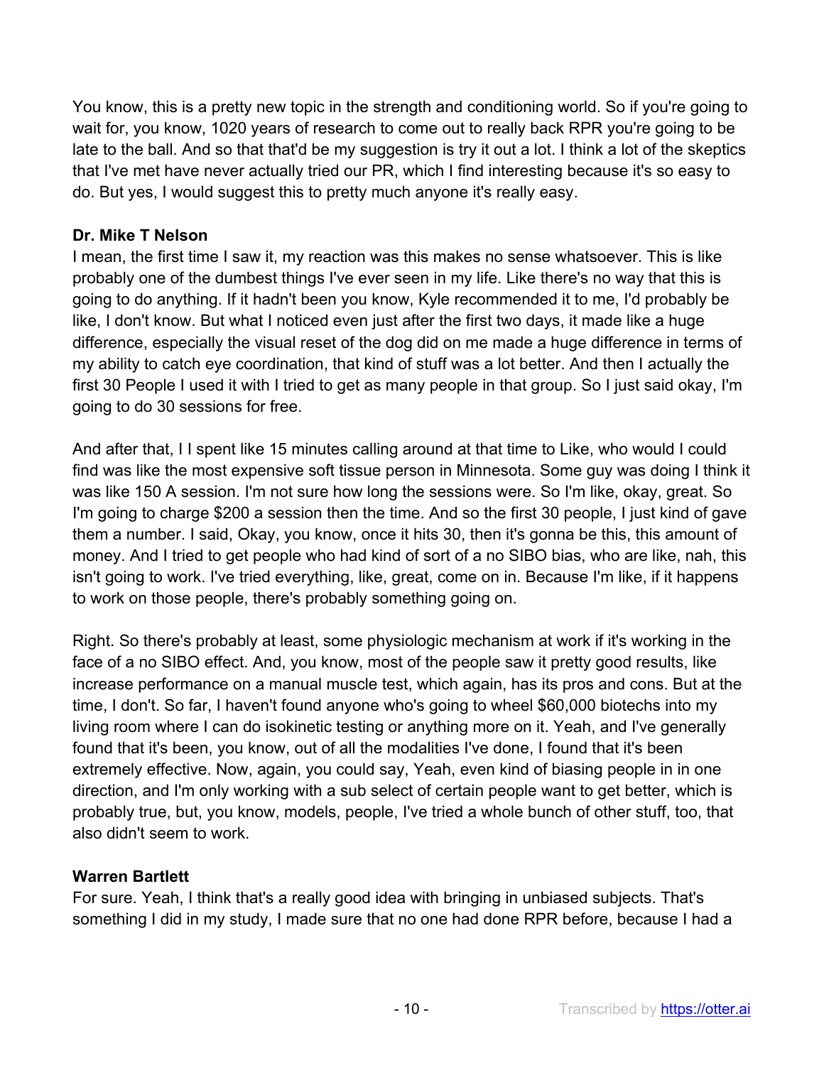You know, this is a pretty new topic in the strength and conditioning world. So if you're going to wait for, you know, 1020 years of research to come out to really back RPR you're going to be late to the ball. And so that that'd be my suggestion is try it out a lot. I think a lot of the skeptics that I've met have never actually tried our PR, which I find interesting because it's so easy to do. But yes, I would suggest this to pretty much anyone it's really easy.

**Dr. Mike T Nelson**
I mean, the first time I saw it, my reaction was this makes no sense whatsoever. This is like probably one of the dumbest things I've ever seen in my life. Like there's no way that this is going to do anything. If it hadn't been you know, Kyle recommended it to me, I'd probably be like, I don't know. But what I noticed even just after the first two days, it made like a huge difference, especially the visual reset of the dog did on me made a huge difference in terms of my ability to catch eye coordination, that kind of stuff was a lot better. And then I actually the first 30 People I used it with I tried to get as many people in that group. So I just said okay, I'm going to do 30 sessions for free.

And after that, I I spent like 15 minutes calling around at that time to Like, who would I could find was like the most expensive soft tissue person in Minnesota. Some guy was doing I think it was like 150 A session. I'm not sure how long the sessions were. So I'm like, okay, great. So I'm going to charge $200 a session then the time. And so the first 30 people, I just kind of gave them a number. I said, Okay, you know, once it hits 30, then it's gonna be this, this amount of money. And I tried to get people who had kind of sort of a no SIBO bias, who are like, nah, this isn't going to work. I've tried everything, like, great, come on in. Because I'm like, if it happens to work on those people, there's probably something going on.

Right. So there's probably at least, some physiologic mechanism at work if it's working in the face of a no SIBO effect. And, you know, most of the people saw it pretty good results, like increase performance on a manual muscle test, which again, has its pros and cons. But at the time, I don't. So far, I haven't found anyone who's going to wheel $60,000 biotechs into my living room where I can do isokinetic testing or anything more on it. Yeah, and I've generally found that it's been, you know, out of all the modalities I've done, I found that it's been extremely effective. Now, again, you could say, Yeah, even kind of biasing people in in one direction, and I'm only working with a sub select of certain people want to get better, which is probably true, but, you know, models, people, I've tried a whole bunch of other stuff, too, that also didn't seem to work.

**Warren Bartlett**
For sure. Yeah, I think that's a really good idea with bringing in unbiased subjects. That's something I did in my study, I made sure that no one had done RPR before, because I had a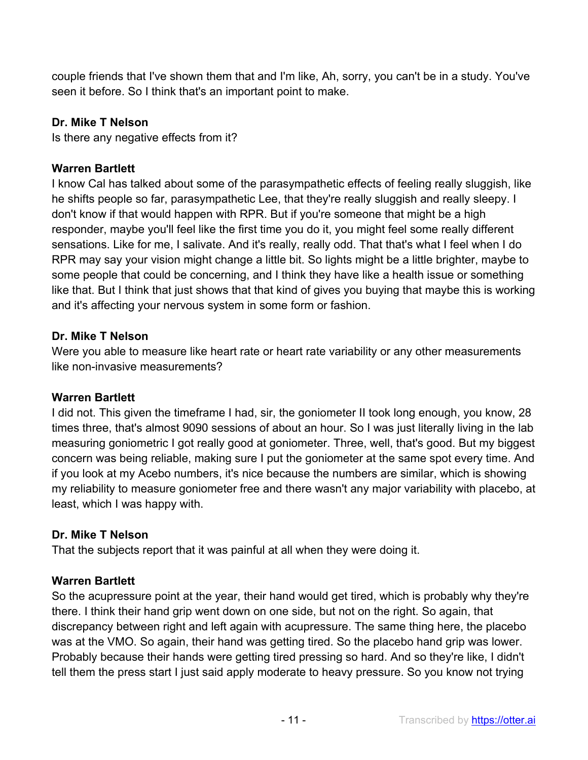couple friends that I've shown them that and I'm like, Ah, sorry, you can't be in a study. You've seen it before. So I think that's an important point to make.

**Dr. Mike T Nelson**
Is there any negative effects from it?

**Warren Bartlett**
I know Cal has talked about some of the parasympathetic effects of feeling really sluggish, like he shifts people so far, parasympathetic Lee, that they're really sluggish and really sleepy. I don't know if that would happen with RPR. But if you're someone that might be a high responder, maybe you'll feel like the first time you do it, you might feel some really different sensations. Like for me, I salivate. And it's really, really odd. That that's what I feel when I do RPR may say your vision might change a little bit. So lights might be a little brighter, maybe to some people that could be concerning, and I think they have like a health issue or something like that. But I think that just shows that that kind of gives you buying that maybe this is working and it's affecting your nervous system in some form or fashion.

**Dr. Mike T Nelson**
Were you able to measure like heart rate or heart rate variability or any other measurements like non-invasive measurements?

**Warren Bartlett**
I did not. This given the timeframe I had, sir, the goniometer II took long enough, you know, 28 times three, that's almost 9090 sessions of about an hour. So I was just literally living in the lab measuring goniometric I got really good at goniometer. Three, well, that's good. But my biggest concern was being reliable, making sure I put the goniometer at the same spot every time. And if you look at my Acebo numbers, it's nice because the numbers are similar, which is showing my reliability to measure goniometer free and there wasn't any major variability with placebo, at least, which I was happy with.

**Dr. Mike T Nelson**
That the subjects report that it was painful at all when they were doing it.

**Warren Bartlett**
So the acupressure point at the year, their hand would get tired, which is probably why they're there. I think their hand grip went down on one side, but not on the right. So again, that discrepancy between right and left again with acupressure. The same thing here, the placebo was at the VMO. So again, their hand was getting tired. So the placebo hand grip was lower. Probably because their hands were getting tired pressing so hard. And so they're like, I didn't tell them the press start I just said apply moderate to heavy pressure. So you know not trying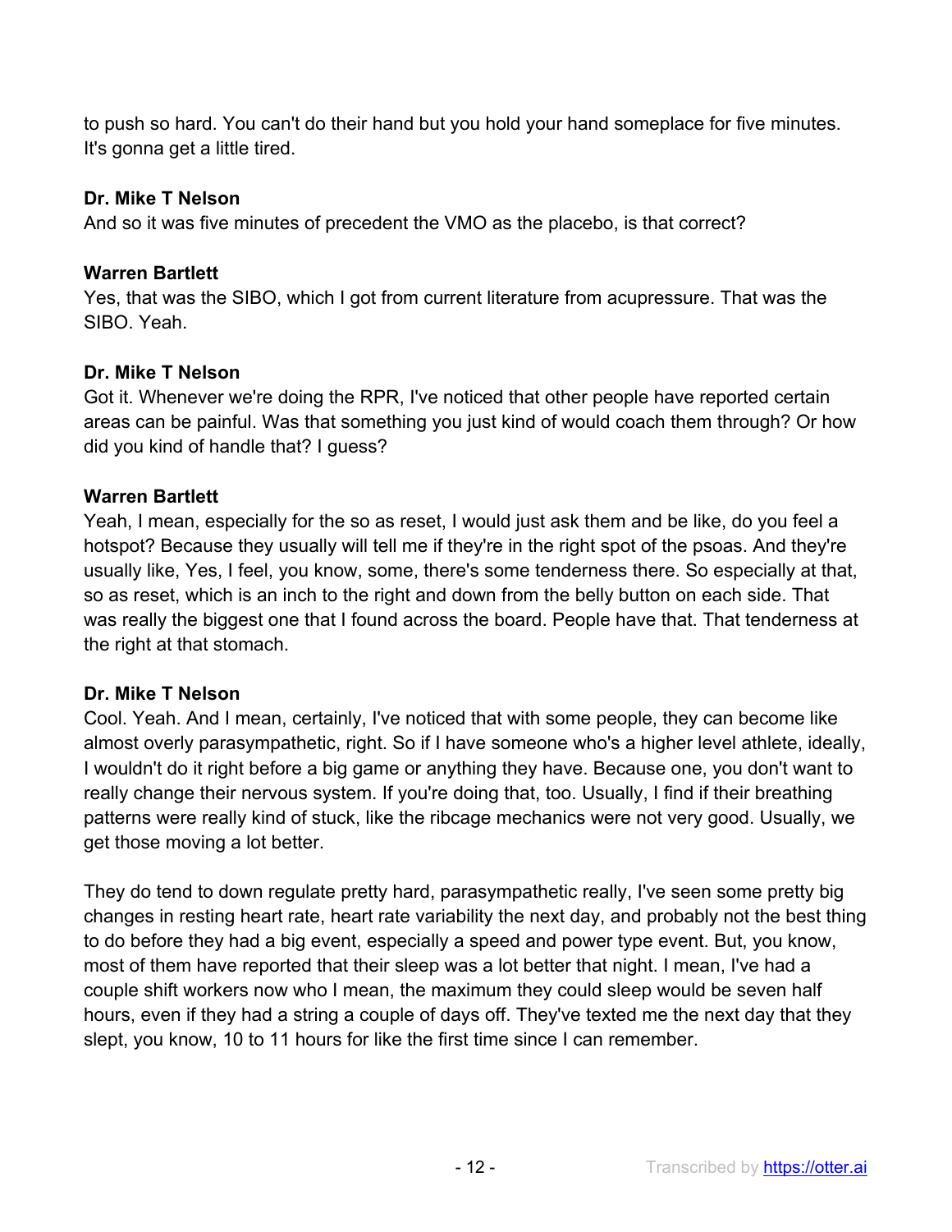to push so hard. You can't do their hand but you hold your hand someplace for five minutes. It's gonna get a little tired.

**Dr. Mike T Nelson**
And so it was five minutes of precedent the VMO as the placebo, is that correct?

**Warren Bartlett**
Yes, that was the SIBO, which I got from current literature from acupressure. That was the SIBO. Yeah.

**Dr. Mike T Nelson**
Got it. Whenever we're doing the RPR, I've noticed that other people have reported certain areas can be painful. Was that something you just kind of would coach them through? Or how did you kind of handle that? I guess?

**Warren Bartlett**
Yeah, I mean, especially for the so as reset, I would just ask them and be like, do you feel a hotspot? Because they usually will tell me if they're in the right spot of the psoas. And they're usually like, Yes, I feel, you know, some, there's some tenderness there. So especially at that, so as reset, which is an inch to the right and down from the belly button on each side. That was really the biggest one that I found across the board. People have that. That tenderness at the right at that stomach.

**Dr. Mike T Nelson**
Cool. Yeah. And I mean, certainly, I've noticed that with some people, they can become like almost overly parasympathetic, right. So if I have someone who's a higher level athlete, ideally, I wouldn't do it right before a big game or anything they have. Because one, you don't want to really change their nervous system. If you're doing that, too. Usually, I find if their breathing patterns were really kind of stuck, like the ribcage mechanics were not very good. Usually, we get those moving a lot better.

They do tend to down regulate pretty hard, parasympathetic really, I've seen some pretty big changes in resting heart rate, heart rate variability the next day, and probably not the best thing to do before they had a big event, especially a speed and power type event. But, you know, most of them have reported that their sleep was a lot better that night. I mean, I've had a couple shift workers now who I mean, the maximum they could sleep would be seven half hours, even if they had a string a couple of days off. They've texted me the next day that they slept, you know, 10 to 11 hours for like the first time since I can remember.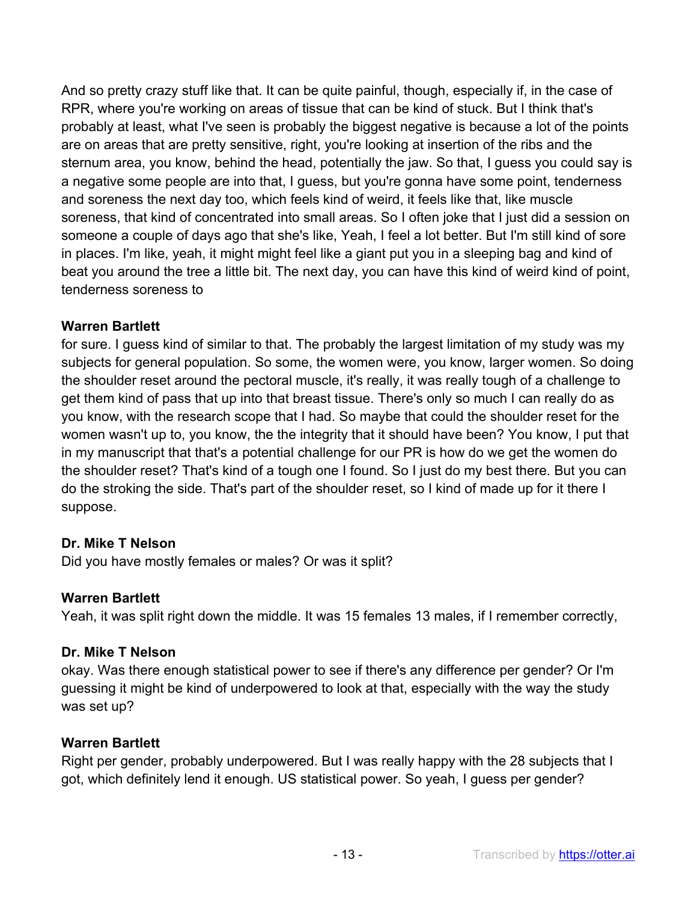And so pretty crazy stuff like that. It can be quite painful, though, especially if, in the case of RPR, where you're working on areas of tissue that can be kind of stuck. But I think that's probably at least, what I've seen is probably the biggest negative is because a lot of the points are on areas that are pretty sensitive, right, you're looking at insertion of the ribs and the sternum area, you know, behind the head, potentially the jaw. So that, I guess you could say is a negative some people are into that, I guess, but you're gonna have some point, tenderness and soreness the next day too, which feels kind of weird, it feels like that, like muscle soreness, that kind of concentrated into small areas. So I often joke that I just did a session on someone a couple of days ago that she's like, Yeah, I feel a lot better. But I'm still kind of sore in places. I'm like, yeah, it might might feel like a giant put you in a sleeping bag and kind of beat you around the tree a little bit. The next day, you can have this kind of weird kind of point, tenderness soreness to

**Warren Bartlett**
for sure. I guess kind of similar to that. The probably the largest limitation of my study was my subjects for general population. So some, the women were, you know, larger women. So doing the shoulder reset around the pectoral muscle, it's really, it was really tough of a challenge to get them kind of pass that up into that breast tissue. There's only so much I can really do as you know, with the research scope that I had. So maybe that could the shoulder reset for the women wasn't up to, you know, the the integrity that it should have been? You know, I put that in my manuscript that that's a potential challenge for our PR is how do we get the women do the shoulder reset? That's kind of a tough one I found. So I just do my best there. But you can do the stroking the side. That's part of the shoulder reset, so I kind of made up for it there I suppose.

**Dr. Mike T Nelson**
Did you have mostly females or males? Or was it split?

**Warren Bartlett**
Yeah, it was split right down the middle. It was 15 females 13 males, if I remember correctly,

**Dr. Mike T Nelson**
okay. Was there enough statistical power to see if there's any difference per gender? Or I'm guessing it might be kind of underpowered to look at that, especially with the way the study was set up?

**Warren Bartlett**
Right per gender, probably underpowered. But I was really happy with the 28 subjects that I got, which definitely lend it enough. US statistical power. So yeah, I guess per gender?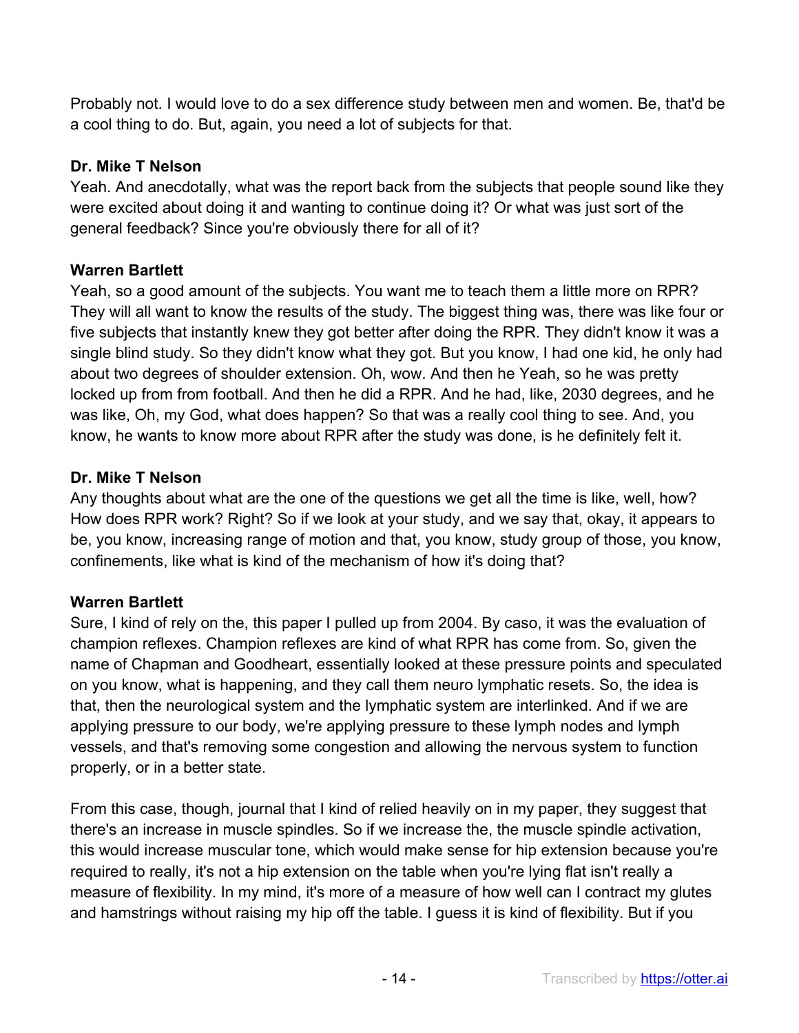Probably not. I would love to do a sex difference study between men and women. Be, that'd be a cool thing to do. But, again, you need a lot of subjects for that.

**Dr. Mike T Nelson**
Yeah. And anecdotally, what was the report back from the subjects that people sound like they were excited about doing it and wanting to continue doing it? Or what was just sort of the general feedback? Since you're obviously there for all of it?

**Warren Bartlett**
Yeah, so a good amount of the subjects. You want me to teach them a little more on RPR? They will all want to know the results of the study. The biggest thing was, there was like four or five subjects that instantly knew they got better after doing the RPR. They didn't know it was a single blind study. So they didn't know what they got. But you know, I had one kid, he only had about two degrees of shoulder extension. Oh, wow. And then he Yeah, so he was pretty locked up from from football. And then he did a RPR. And he had, like, 2030 degrees, and he was like, Oh, my God, what does happen? So that was a really cool thing to see. And, you know, he wants to know more about RPR after the study was done, is he definitely felt it.

**Dr. Mike T Nelson**
Any thoughts about what are the one of the questions we get all the time is like, well, how? How does RPR work? Right? So if we look at your study, and we say that, okay, it appears to be, you know, increasing range of motion and that, you know, study group of those, you know, confinements, like what is kind of the mechanism of how it's doing that?

**Warren Bartlett**
Sure, I kind of rely on the, this paper I pulled up from 2004. By caso, it was the evaluation of champion reflexes. Champion reflexes are kind of what RPR has come from. So, given the name of Chapman and Goodheart, essentially looked at these pressure points and speculated on you know, what is happening, and they call them neuro lymphatic resets. So, the idea is that, then the neurological system and the lymphatic system are interlinked. And if we are applying pressure to our body, we're applying pressure to these lymph nodes and lymph vessels, and that's removing some congestion and allowing the nervous system to function properly, or in a better state.

From this case, though, journal that I kind of relied heavily on in my paper, they suggest that there's an increase in muscle spindles. So if we increase the, the muscle spindle activation, this would increase muscular tone, which would make sense for hip extension because you're required to really, it's not a hip extension on the table when you're lying flat isn't really a measure of flexibility. In my mind, it's more of a measure of how well can I contract my glutes and hamstrings without raising my hip off the table. I guess it is kind of flexibility. But if you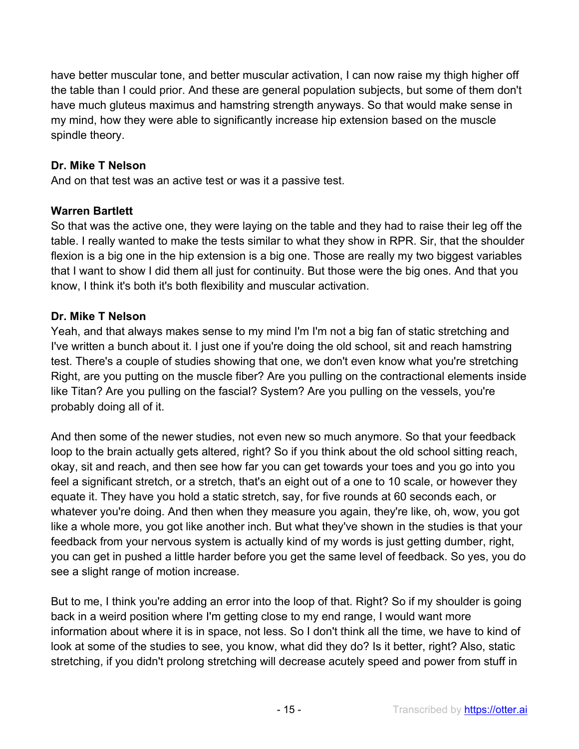have better muscular tone, and better muscular activation, I can now raise my thigh higher off the table than I could prior. And these are general population subjects, but some of them don't have much gluteus maximus and hamstring strength anyways. So that would make sense in my mind, how they were able to significantly increase hip extension based on the muscle spindle theory.

**Dr. Mike T Nelson**
And on that test was an active test or was it a passive test.

**Warren Bartlett**
So that was the active one, they were laying on the table and they had to raise their leg off the table. I really wanted to make the tests similar to what they show in RPR. Sir, that the shoulder flexion is a big one in the hip extension is a big one. Those are really my two biggest variables that I want to show I did them all just for continuity. But those were the big ones. And that you know, I think it's both it's both flexibility and muscular activation.

**Dr. Mike T Nelson**
Yeah, and that always makes sense to my mind I'm I'm not a big fan of static stretching and I've written a bunch about it. I just one if you're doing the old school, sit and reach hamstring test. There's a couple of studies showing that one, we don't even know what you're stretching Right, are you putting on the muscle fiber? Are you pulling on the contractional elements inside like Titan? Are you pulling on the fascial? System? Are you pulling on the vessels, you're probably doing all of it.

And then some of the newer studies, not even new so much anymore. So that your feedback loop to the brain actually gets altered, right? So if you think about the old school sitting reach, okay, sit and reach, and then see how far you can get towards your toes and you go into you feel a significant stretch, or a stretch, that's an eight out of a one to 10 scale, or however they equate it. They have you hold a static stretch, say, for five rounds at 60 seconds each, or whatever you're doing. And then when they measure you again, they're like, oh, wow, you got like a whole more, you got like another inch. But what they've shown in the studies is that your feedback from your nervous system is actually kind of my words is just getting dumber, right, you can get in pushed a little harder before you get the same level of feedback. So yes, you do see a slight range of motion increase.

But to me, I think you're adding an error into the loop of that. Right? So if my shoulder is going back in a weird position where I'm getting close to my end range, I would want more information about where it is in space, not less. So I don't think all the time, we have to kind of look at some of the studies to see, you know, what did they do? Is it better, right? Also, static stretching, if you didn't prolong stretching will decrease acutely speed and power from stuff in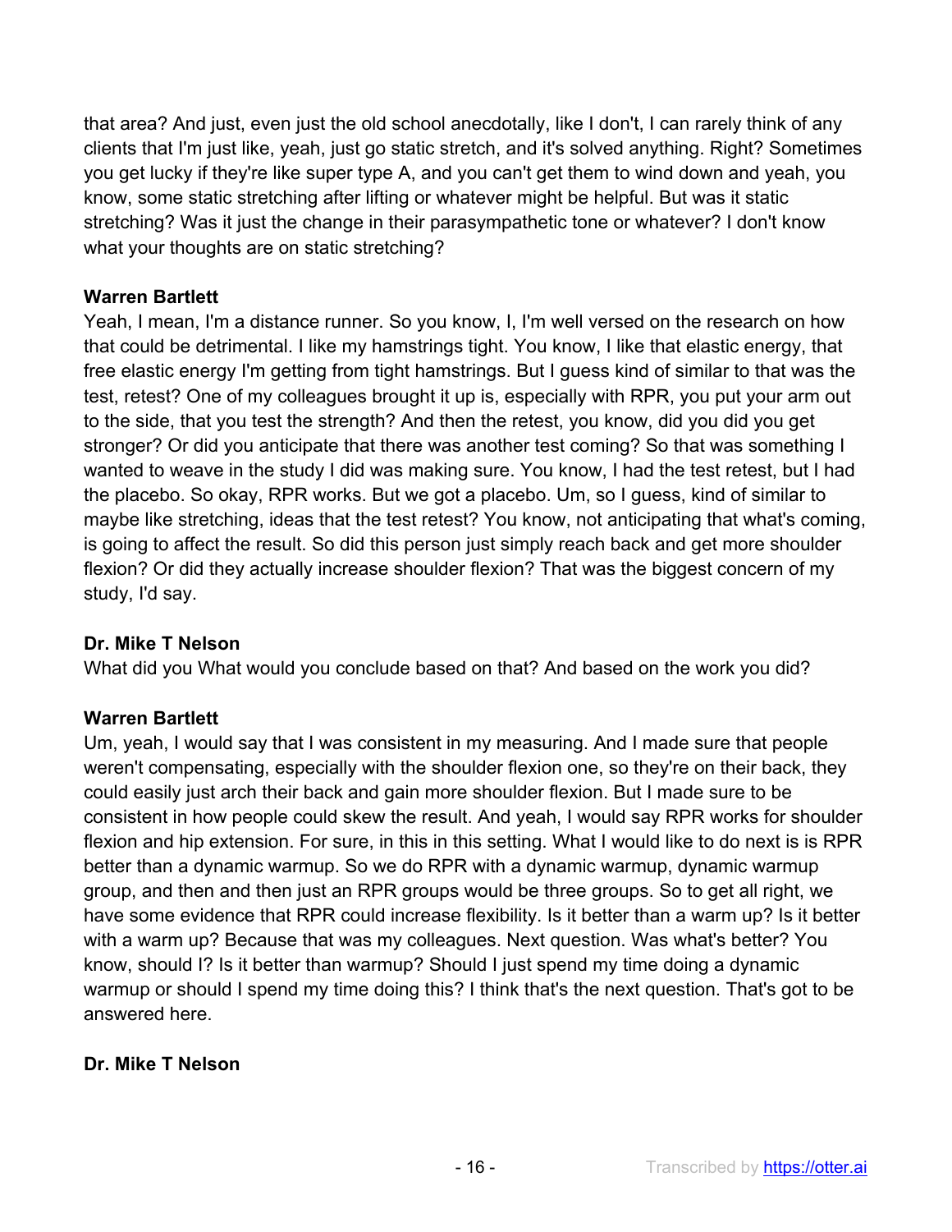that area? And just, even just the old school anecdotally, like I don't, I can rarely think of any clients that I'm just like, yeah, just go static stretch, and it's solved anything. Right? Sometimes you get lucky if they're like super type A, and you can't get them to wind down and yeah, you know, some static stretching after lifting or whatever might be helpful. But was it static stretching? Was it just the change in their parasympathetic tone or whatever? I don't know what your thoughts are on static stretching?

**Warren Bartlett**
Yeah, I mean, I'm a distance runner. So you know, I, I'm well versed on the research on how that could be detrimental. I like my hamstrings tight. You know, I like that elastic energy, that free elastic energy I'm getting from tight hamstrings. But I guess kind of similar to that was the test, retest? One of my colleagues brought it up is, especially with RPR, you put your arm out to the side, that you test the strength? And then the retest, you know, did you did you get stronger? Or did you anticipate that there was another test coming? So that was something I wanted to weave in the study I did was making sure. You know, I had the test retest, but I had the placebo. So okay, RPR works. But we got a placebo. Um, so I guess, kind of similar to maybe like stretching, ideas that the test retest? You know, not anticipating that what's coming, is going to affect the result. So did this person just simply reach back and get more shoulder flexion? Or did they actually increase shoulder flexion? That was the biggest concern of my study, I'd say.

**Dr. Mike T Nelson**
What did you What would you conclude based on that? And based on the work you did?

**Warren Bartlett**
Um, yeah, I would say that I was consistent in my measuring. And I made sure that people weren't compensating, especially with the shoulder flexion one, so they're on their back, they could easily just arch their back and gain more shoulder flexion. But I made sure to be consistent in how people could skew the result. And yeah, I would say RPR works for shoulder flexion and hip extension. For sure, in this in this setting. What I would like to do next is is RPR better than a dynamic warmup. So we do RPR with a dynamic warmup, dynamic warmup group, and then and then just an RPR groups would be three groups. So to get all right, we have some evidence that RPR could increase flexibility. Is it better than a warm up? Is it better with a warm up? Because that was my colleagues. Next question. Was what's better? You know, should I? Is it better than warmup? Should I just spend my time doing a dynamic warmup or should I spend my time doing this? I think that's the next question. That's got to be answered here.

**Dr. Mike T Nelson**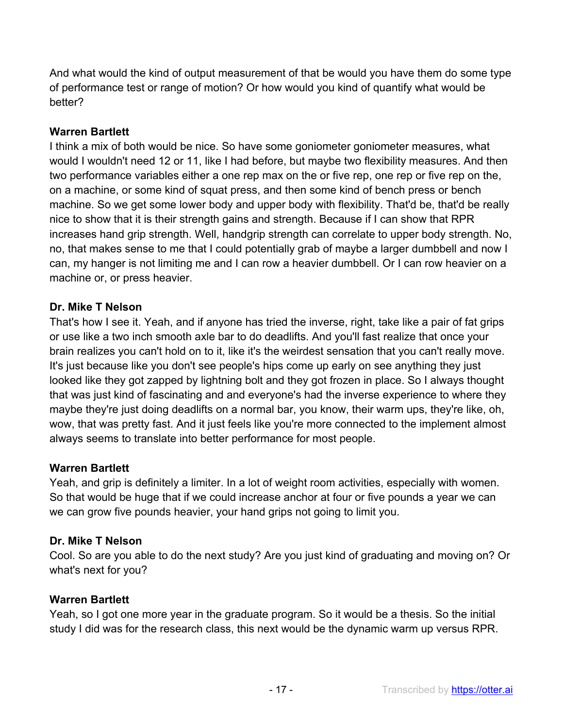And what would the kind of output measurement of that be would you have them do some type of performance test or range of motion? Or how would you kind of quantify what would be better?

**Warren Bartlett**
I think a mix of both would be nice. So have some goniometer goniometer measures, what would I wouldn't need 12 or 11, like I had before, but maybe two flexibility measures. And then two performance variables either a one rep max on the or five rep, one rep or five rep on the, on a machine, or some kind of squat press, and then some kind of bench press or bench machine. So we get some lower body and upper body with flexibility. That'd be, that'd be really nice to show that it is their strength gains and strength. Because if I can show that RPR increases hand grip strength. Well, handgrip strength can correlate to upper body strength. No, no, that makes sense to me that I could potentially grab of maybe a larger dumbbell and now I can, my hanger is not limiting me and I can row a heavier dumbbell. Or I can row heavier on a machine or, or press heavier.

**Dr. Mike T Nelson**
That's how I see it. Yeah, and if anyone has tried the inverse, right, take like a pair of fat grips or use like a two inch smooth axle bar to do deadlifts. And you'll fast realize that once your brain realizes you can't hold on to it, like it's the weirdest sensation that you can't really move. It's just because like you don't see people's hips come up early on see anything they just looked like they got zapped by lightning bolt and they got frozen in place. So I always thought that was just kind of fascinating and and everyone's had the inverse experience to where they maybe they're just doing deadlifts on a normal bar, you know, their warm ups, they're like, oh, wow, that was pretty fast. And it just feels like you're more connected to the implement almost always seems to translate into better performance for most people.

**Warren Bartlett**
Yeah, and grip is definitely a limiter. In a lot of weight room activities, especially with women. So that would be huge that if we could increase anchor at four or five pounds a year we can we can grow five pounds heavier, your hand grips not going to limit you.

**Dr. Mike T Nelson**
Cool. So are you able to do the next study? Are you just kind of graduating and moving on? Or what's next for you?

**Warren Bartlett**
Yeah, so I got one more year in the graduate program. So it would be a thesis. So the initial study I did was for the research class, this next would be the dynamic warm up versus RPR.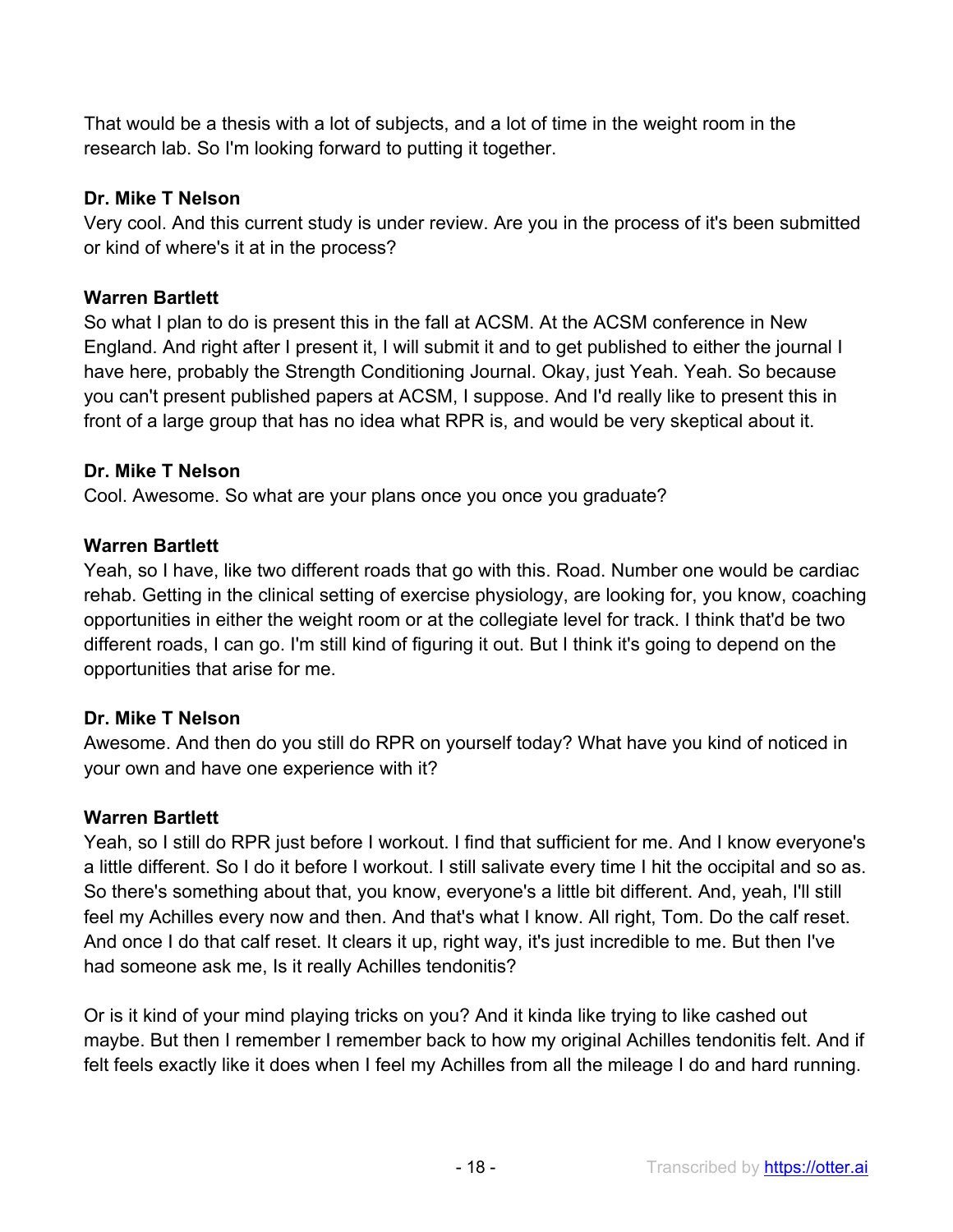That would be a thesis with a lot of subjects, and a lot of time in the weight room in the research lab. So I'm looking forward to putting it together.

**Dr. Mike T Nelson**
Very cool. And this current study is under review. Are you in the process of it's been submitted or kind of where's it at in the process?

**Warren Bartlett**
So what I plan to do is present this in the fall at ACSM. At the ACSM conference in New England. And right after I present it, I will submit it and to get published to either the journal I have here, probably the Strength Conditioning Journal. Okay, just Yeah. Yeah. So because you can't present published papers at ACSM, I suppose. And I'd really like to present this in front of a large group that has no idea what RPR is, and would be very skeptical about it.

**Dr. Mike T Nelson**
Cool. Awesome. So what are your plans once you once you graduate?

**Warren Bartlett**
Yeah, so I have, like two different roads that go with this. Road. Number one would be cardiac rehab. Getting in the clinical setting of exercise physiology, are looking for, you know, coaching opportunities in either the weight room or at the collegiate level for track. I think that'd be two different roads, I can go. I'm still kind of figuring it out. But I think it's going to depend on the opportunities that arise for me.

**Dr. Mike T Nelson**
Awesome. And then do you still do RPR on yourself today? What have you kind of noticed in your own and have one experience with it?

**Warren Bartlett**
Yeah, so I still do RPR just before I workout. I find that sufficient for me. And I know everyone's a little different. So I do it before I workout. I still salivate every time I hit the occipital and so as. So there's something about that, you know, everyone's a little bit different. And, yeah, I'll still feel my Achilles every now and then. And that's what I know. All right, Tom. Do the calf reset. And once I do that calf reset. It clears it up, right way, it's just incredible to me. But then I've had someone ask me, Is it really Achilles tendonitis?

Or is it kind of your mind playing tricks on you? And it kinda like trying to like cashed out maybe. But then I remember I remember back to how my original Achilles tendonitis felt. And if felt feels exactly like it does when I feel my Achilles from all the mileage I do and hard running.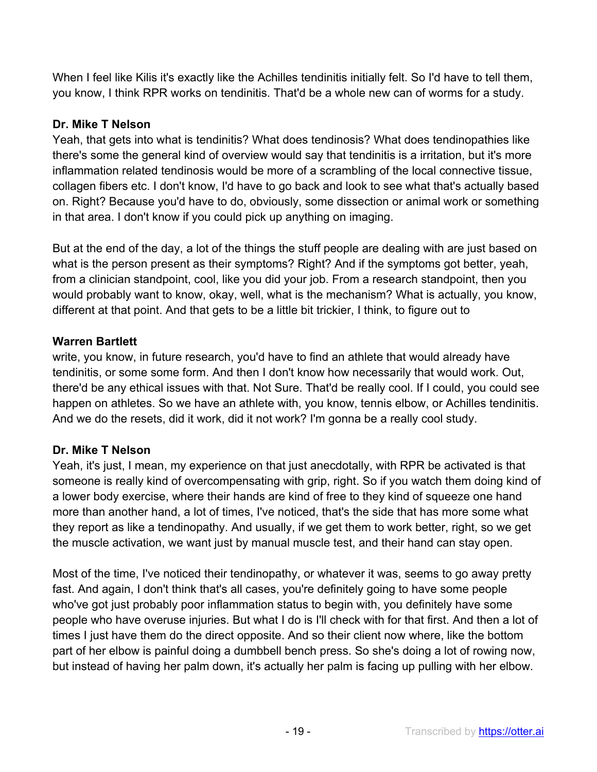When I feel like Kilis it's exactly like the Achilles tendinitis initially felt. So I'd have to tell them, you know, I think RPR works on tendinitis. That'd be a whole new can of worms for a study.

**Dr. Mike T Nelson**
Yeah, that gets into what is tendinitis? What does tendinosis? What does tendinopathies like there's some the general kind of overview would say that tendinitis is a irritation, but it's more inflammation related tendinosis would be more of a scrambling of the local connective tissue, collagen fibers etc. I don't know, I'd have to go back and look to see what that's actually based on. Right? Because you'd have to do, obviously, some dissection or animal work or something in that area. I don't know if you could pick up anything on imaging.

But at the end of the day, a lot of the things the stuff people are dealing with are just based on what is the person present as their symptoms? Right? And if the symptoms got better, yeah, from a clinician standpoint, cool, like you did your job. From a research standpoint, then you would probably want to know, okay, well, what is the mechanism? What is actually, you know, different at that point. And that gets to be a little bit trickier, I think, to figure out to

**Warren Bartlett**
write, you know, in future research, you'd have to find an athlete that would already have tendinitis, or some some form. And then I don't know how necessarily that would work. Out, there'd be any ethical issues with that. Not Sure. That'd be really cool. If I could, you could see happen on athletes. So we have an athlete with, you know, tennis elbow, or Achilles tendinitis. And we do the resets, did it work, did it not work? I'm gonna be a really cool study.

**Dr. Mike T Nelson**
Yeah, it's just, I mean, my experience on that just anecdotally, with RPR be activated is that someone is really kind of overcompensating with grip, right. So if you watch them doing kind of a lower body exercise, where their hands are kind of free to they kind of squeeze one hand more than another hand, a lot of times, I've noticed, that's the side that has more some what they report as like a tendinopathy. And usually, if we get them to work better, right, so we get the muscle activation, we want just by manual muscle test, and their hand can stay open.

Most of the time, I've noticed their tendinopathy, or whatever it was, seems to go away pretty fast. And again, I don't think that's all cases, you're definitely going to have some people who've got just probably poor inflammation status to begin with, you definitely have some people who have overuse injuries. But what I do is I'll check with for that first. And then a lot of times I just have them do the direct opposite. And so their client now where, like the bottom part of her elbow is painful doing a dumbbell bench press. So she's doing a lot of rowing now, but instead of having her palm down, it's actually her palm is facing up pulling with her elbow.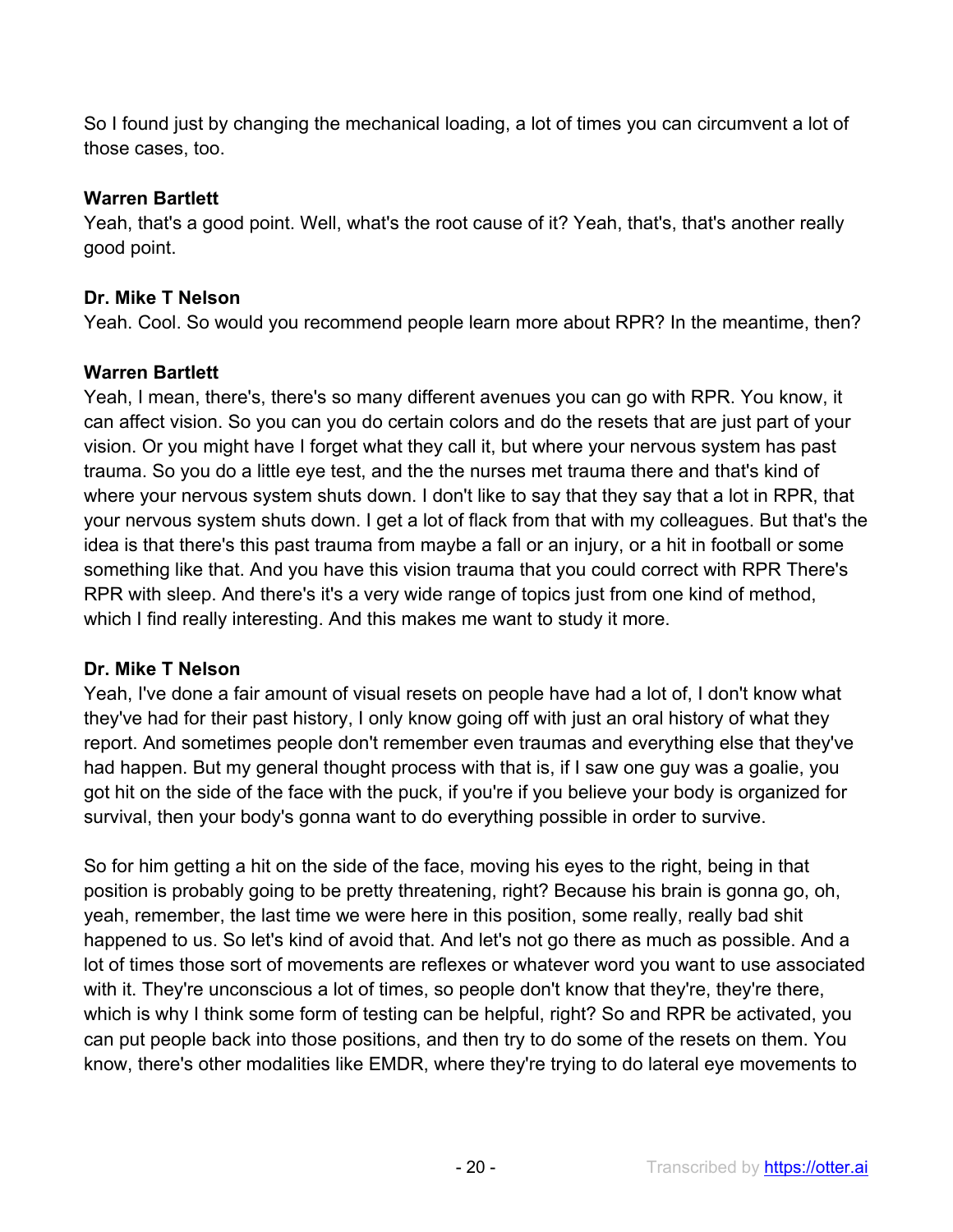So I found just by changing the mechanical loading, a lot of times you can circumvent a lot of those cases, too.

**Warren Bartlett**
Yeah, that's a good point. Well, what's the root cause of it? Yeah, that's, that's another really good point.

**Dr. Mike T Nelson**
Yeah. Cool. So would you recommend people learn more about RPR? In the meantime, then?

**Warren Bartlett**
Yeah, I mean, there's, there's so many different avenues you can go with RPR. You know, it can affect vision. So you can you do certain colors and do the resets that are just part of your vision. Or you might have I forget what they call it, but where your nervous system has past trauma. So you do a little eye test, and the the nurses met trauma there and that's kind of where your nervous system shuts down. I don't like to say that they say that a lot in RPR, that your nervous system shuts down. I get a lot of flack from that with my colleagues. But that's the idea is that there's this past trauma from maybe a fall or an injury, or a hit in football or some something like that. And you have this vision trauma that you could correct with RPR There's RPR with sleep. And there's it's a very wide range of topics just from one kind of method, which I find really interesting. And this makes me want to study it more.

**Dr. Mike T Nelson**
Yeah, I've done a fair amount of visual resets on people have had a lot of, I don't know what they've had for their past history, I only know going off with just an oral history of what they report. And sometimes people don't remember even traumas and everything else that they've had happen. But my general thought process with that is, if I saw one guy was a goalie, you got hit on the side of the face with the puck, if you're if you believe your body is organized for survival, then your body's gonna want to do everything possible in order to survive.

So for him getting a hit on the side of the face, moving his eyes to the right, being in that position is probably going to be pretty threatening, right? Because his brain is gonna go, oh, yeah, remember, the last time we were here in this position, some really, really bad shit happened to us. So let's kind of avoid that. And let's not go there as much as possible. And a lot of times those sort of movements are reflexes or whatever word you want to use associated with it. They're unconscious a lot of times, so people don't know that they're, they're there, which is why I think some form of testing can be helpful, right? So and RPR be activated, you can put people back into those positions, and then try to do some of the resets on them. You know, there's other modalities like EMDR, where they're trying to do lateral eye movements to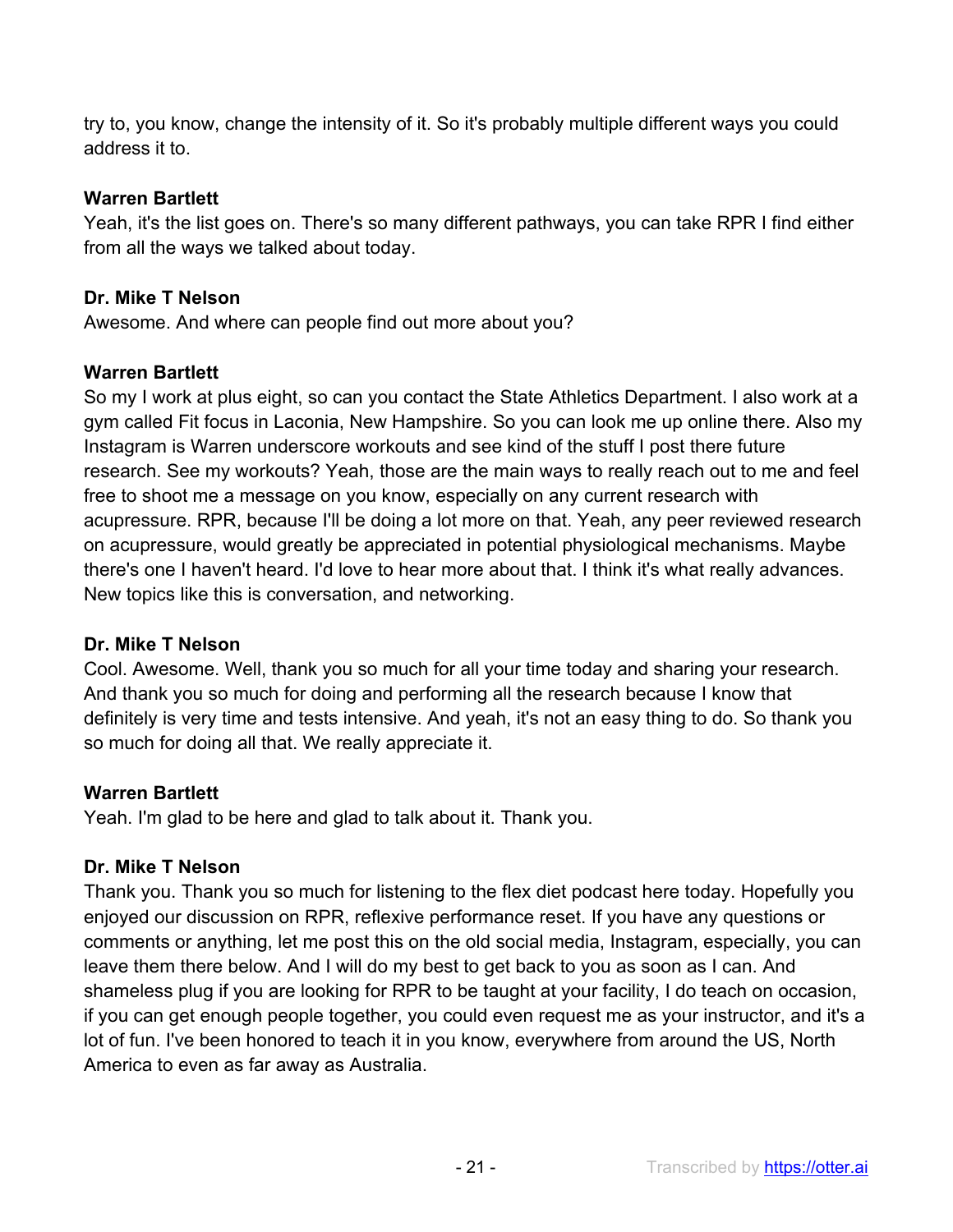try to, you know, change the intensity of it. So it's probably multiple different ways you could address it to.

**Warren Bartlett**
Yeah, it's the list goes on. There's so many different pathways, you can take RPR I find either from all the ways we talked about today.

**Dr. Mike T Nelson**
Awesome. And where can people find out more about you?

**Warren Bartlett**
So my I work at plus eight, so can you contact the State Athletics Department. I also work at a gym called Fit focus in Laconia, New Hampshire. So you can look me up online there. Also my Instagram is Warren underscore workouts and see kind of the stuff I post there future research. See my workouts? Yeah, those are the main ways to really reach out to me and feel free to shoot me a message on you know, especially on any current research with acupressure. RPR, because I'll be doing a lot more on that. Yeah, any peer reviewed research on acupressure, would greatly be appreciated in potential physiological mechanisms. Maybe there's one I haven't heard. I'd love to hear more about that. I think it's what really advances. New topics like this is conversation, and networking.

**Dr. Mike T Nelson**
Cool. Awesome. Well, thank you so much for all your time today and sharing your research. And thank you so much for doing and performing all the research because I know that definitely is very time and tests intensive. And yeah, it's not an easy thing to do. So thank you so much for doing all that. We really appreciate it.

**Warren Bartlett**
Yeah. I'm glad to be here and glad to talk about it. Thank you.

**Dr. Mike T Nelson**
Thank you. Thank you so much for listening to the flex diet podcast here today. Hopefully you enjoyed our discussion on RPR, reflexive performance reset. If you have any questions or comments or anything, let me post this on the old social media, Instagram, especially, you can leave them there below. And I will do my best to get back to you as soon as I can. And shameless plug if you are looking for RPR to be taught at your facility, I do teach on occasion, if you can get enough people together, you could even request me as your instructor, and it's a lot of fun. I've been honored to teach it in you know, everywhere from around the US, North America to even as far away as Australia.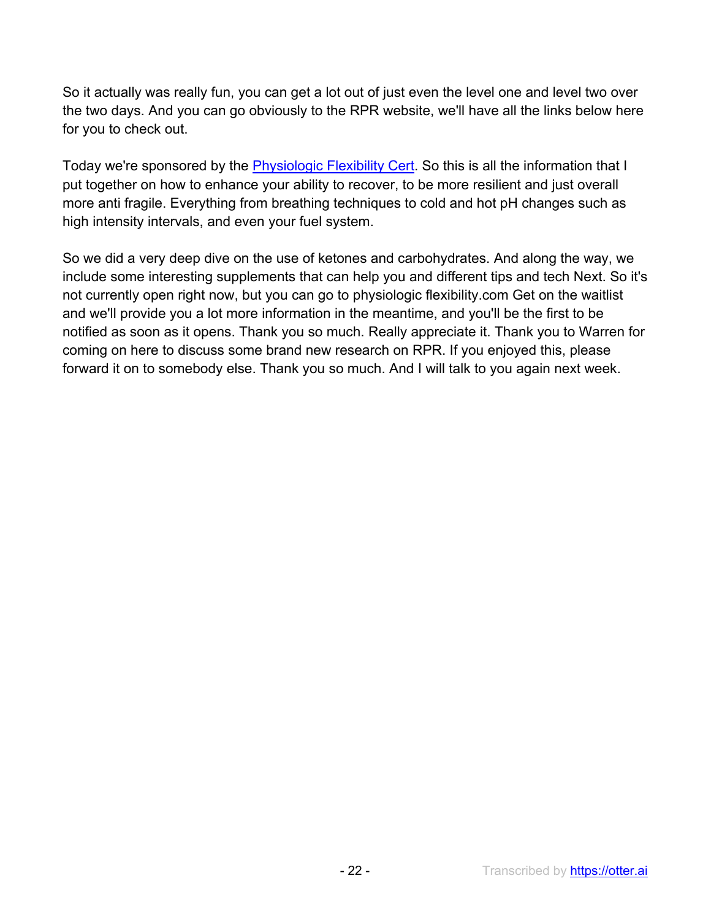So it actually was really fun, you can get a lot out of just even the level one and level two over the two days. And you can go obviously to the RPR website, we'll have all the links below here for you to check out.

Today we're sponsored by the Physiologic Flexibility Cert. So this is all the information that I put together on how to enhance your ability to recover, to be more resilient and just overall more anti fragile. Everything from breathing techniques to cold and hot pH changes such as high intensity intervals, and even your fuel system.

So we did a very deep dive on the use of ketones and carbohydrates. And along the way, we include some interesting supplements that can help you and different tips and tech Next. So it's not currently open right now, but you can go to physiologic flexibility.com Get on the waitlist and we'll provide you a lot more information in the meantime, and you'll be the first to be notified as soon as it opens. Thank you so much. Really appreciate it. Thank you to Warren for coming on here to discuss some brand new research on RPR. If you enjoyed this, please forward it on to somebody else. Thank you so much. And I will talk to you again next week.